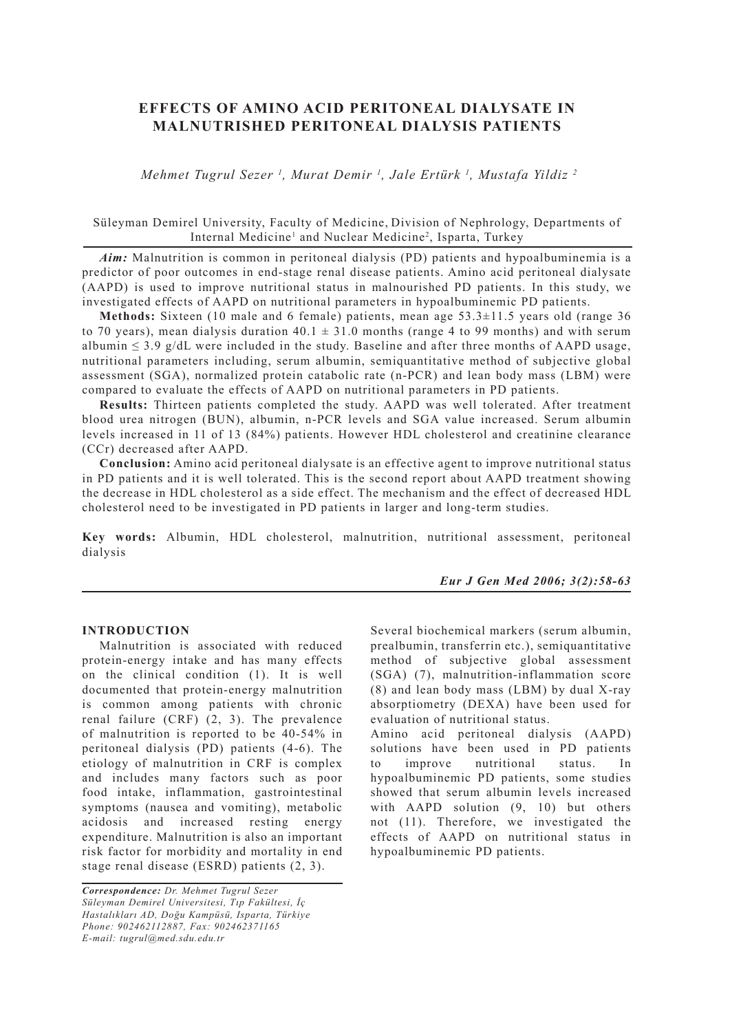# EFFECTS OF AMINO ACID PERITONEAL DIALYSATE IN MALNUTRISHED PERITONEAL DIALYSIS PATIENTS

*Mehmet Tugrul Sezer [1], Murat Demir [1], Jale Ertürk [1], Mustafa Yildiz [2]*

Süleyman Demirel University, Faculty of Medicine, Division of Nephrology, Departments of Internal Medicine[1] and Nuclear Medicine[2], Isparta, Turkey

***Aim:*** Malnutrition is common in peritoneal dialysis (PD) patients and hypoalbuminemia is a predictor of poor outcomes in end-stage renal disease patients. Amino acid peritoneal dialysate (AAPD) is used to improve nutritional status in malnourished PD patients. In this study, we investigated effects of AAPD on nutritional parameters in hypoalbuminemic PD patients.

**Methods:** Sixteen (10 male and 6 female) patients, mean age 53.3±11.5 years old (range 36 to 70 years), mean dialysis duration 40.1 ± 31.0 months (range 4 to 99 months) and with serum albumin ≤ 3.9 g/dL were included in the study. Baseline and after three months of AAPD usage, nutritional parameters including, serum albumin, semiquantitative method of subjective global assessment (SGA), normalized protein catabolic rate (n-PCR) and lean body mass (LBM) were compared to evaluate the effects of AAPD on nutritional parameters in PD patients.

**Results:** Thirteen patients completed the study. AAPD was well tolerated. After treatment blood urea nitrogen (BUN), albumin, n-PCR levels and SGA value increased. Serum albumin levels increased in 11 of 13 (84%) patients. However HDL cholesterol and creatinine clearance (CCr) decreased after AAPD.

**Conclusion:** Amino acid peritoneal dialysate is an effective agent to improve nutritional status in PD patients and it is well tolerated. This is the second report about AAPD treatment showing the decrease in HDL cholesterol as a side effect. The mechanism and the effect of decreased HDL cholesterol need to be investigated in PD patients in larger and long-term studies.

**Key words:** Albumin, HDL cholesterol, malnutrition, nutritional assessment, peritoneal dialysis

## INTRODUCTION

Malnutrition is associated with reduced protein-energy intake and has many effects on the clinical condition (1). It is well documented that protein-energy malnutrition is common among patients with chronic renal failure (CRF) (2, 3). The prevalence of malnutrition is reported to be 40-54% in peritoneal dialysis (PD) patients (4-6). The etiology of malnutrition in CRF is complex and includes many factors such as poor food intake, inflammation, gastrointestinal symptoms (nausea and vomiting), metabolic acidosis and increased resting energy expenditure. Malnutrition is also an important risk factor for morbidity and mortality in end stage renal disease (ESRD) patients (2, 3).

Several biochemical markers (serum albumin, prealbumin, transferrin etc.), semiquantitative method of subjective global assessment (SGA) (7), malnutrition-inflammation score (8) and lean body mass (LBM) by dual X-ray absorptiometry (DEXA) have been used for evaluation of nutritional status.

Amino acid peritoneal dialysis (AAPD) solutions have been used in PD patients to improve nutritional status. In hypoalbuminemic PD patients, some studies showed that serum albumin levels increased with AAPD solution (9, 10) but others not (11). Therefore, we investigated the effects of AAPD on nutritional status in hypoalbuminemic PD patients.

***Correspondence:*** *Dr. Mehmet Tugrul Sezer*
*Süleyman Demirel Universitesi, Tıp Fakültesi, İç Hastalıkları AD, Doğu Kampüsü, Isparta, Türkiye*
*Phone: 902462112887, Fax: 902462371165*
*E-mail: tugrul@med.sdu.edu.tr*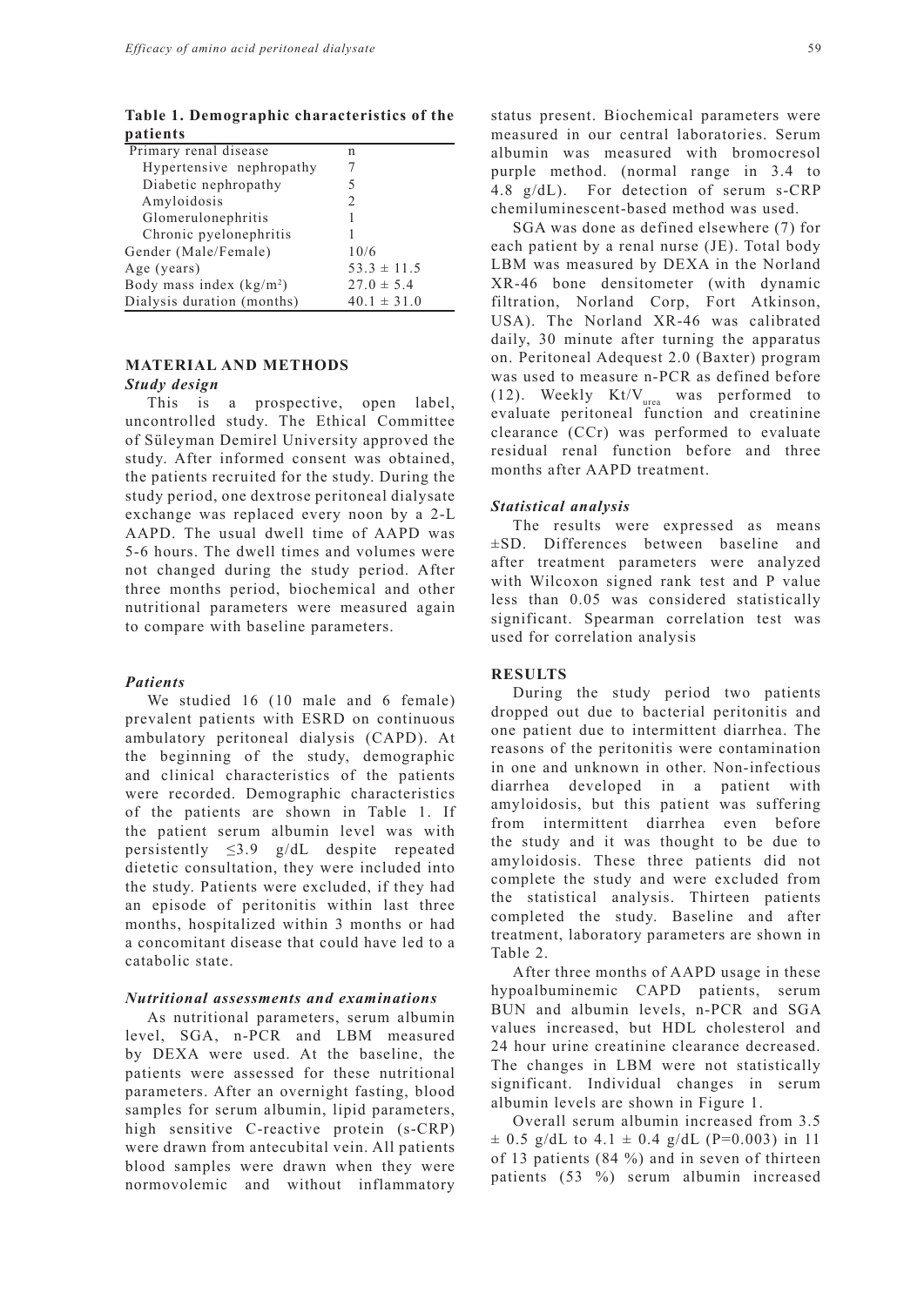**Table 1. Demographic characteristics of the patients**

| Primary renal disease | n |
|---|---|
| Hypertensive nephropathy | 7 |
| Diabetic nephropathy | 5 |
| Amyloidosis | 2 |
| Glomerulonephritis | 1 |
| Chronic pyelonephritis | 1 |
| Gender (Male/Female) | 10/6 |
| Age (years) | 53.3 ± 11.5 |
| Body mass index (kg/m$^2$) | 27.0 ± 5.4 |
| Dialysis duration (months) | 40.1 ± 31.0 |

## MATERIAL AND METHODS

### *Study design*

This is a prospective, open label, uncontrolled study. The Ethical Committee of Süleyman Demirel University approved the study. After informed consent was obtained, the patients recruited for the study. During the study period, one dextrose peritoneal dialysate exchange was replaced every noon by a 2-L AAPD. The usual dwell time of AAPD was 5-6 hours. The dwell times and volumes were not changed during the study period. After three months period, biochemical and other nutritional parameters were measured again to compare with baseline parameters.

### *Patients*

We studied 16 (10 male and 6 female) prevalent patients with ESRD on continuous ambulatory peritoneal dialysis (CAPD). At the beginning of the study, demographic and clinical characteristics of the patients were recorded. Demographic characteristics of the patients are shown in Table 1. If the patient serum albumin level was with persistently ≤3.9 g/dL despite repeated dietetic consultation, they were included into the study. Patients were excluded, if they had an episode of peritonitis within last three months, hospitalized within 3 months or had a concomitant disease that could have led to a catabolic state.

### *Nutritional assessments and examinations*

As nutritional parameters, serum albumin level, SGA, n-PCR and LBM measured by DEXA were used. At the baseline, the patients were assessed for these nutritional parameters. After an overnight fasting, blood samples for serum albumin, lipid parameters, high sensitive C-reactive protein (s-CRP) were drawn from antecubital vein. All patients blood samples were drawn when they were normovolemic and without inflammatory status present. Biochemical parameters were measured in our central laboratories. Serum albumin was measured with bromocresol purple method. (normal range in 3.4 to 4.8 g/dL). For detection of serum s-CRP chemiluminescent-based method was used.

SGA was done as defined elsewhere (7) for each patient by a renal nurse (JE). Total body LBM was measured by DEXA in the Norland XR-46 bone densitometer (with dynamic filtration, Norland Corp, Fort Atkinson, USA). The Norland XR-46 was calibrated daily, 30 minute after turning the apparatus on. Peritoneal Adequest 2.0 (Baxter) program was used to measure n-PCR as defined before (12). Weekly $Kt/V_{urea}$ was performed to evaluate peritoneal function and creatinine clearance (CCr) was performed to evaluate residual renal function before and three months after AAPD treatment.

### *Statistical analysis*

The results were expressed as means ±SD. Differences between baseline and after treatment parameters were analyzed with Wilcoxon signed rank test and P value less than 0.05 was considered statistically significant. Spearman correlation test was used for correlation analysis

## RESULTS

During the study period two patients dropped out due to bacterial peritonitis and one patient due to intermittent diarrhea. The reasons of the peritonitis were contamination in one and unknown in other. Non-infectious diarrhea developed in a patient with amyloidosis, but this patient was suffering from intermittent diarrhea even before the study and it was thought to be due to amyloidosis. These three patients did not complete the study and were excluded from the statistical analysis. Thirteen patients completed the study. Baseline and after treatment, laboratory parameters are shown in Table 2.

After three months of AAPD usage in these hypoalbuminemic CAPD patients, serum BUN and albumin levels, n-PCR and SGA values increased, but HDL cholesterol and 24 hour urine creatinine clearance decreased. The changes in LBM were not statistically significant. Individual changes in serum albumin levels are shown in Figure 1.

Overall serum albumin increased from 3.5 ± 0.5 g/dL to 4.1 ± 0.4 g/dL (P=0.003) in 11 of 13 patients (84 %) and in seven of thirteen patients (53 %) serum albumin increased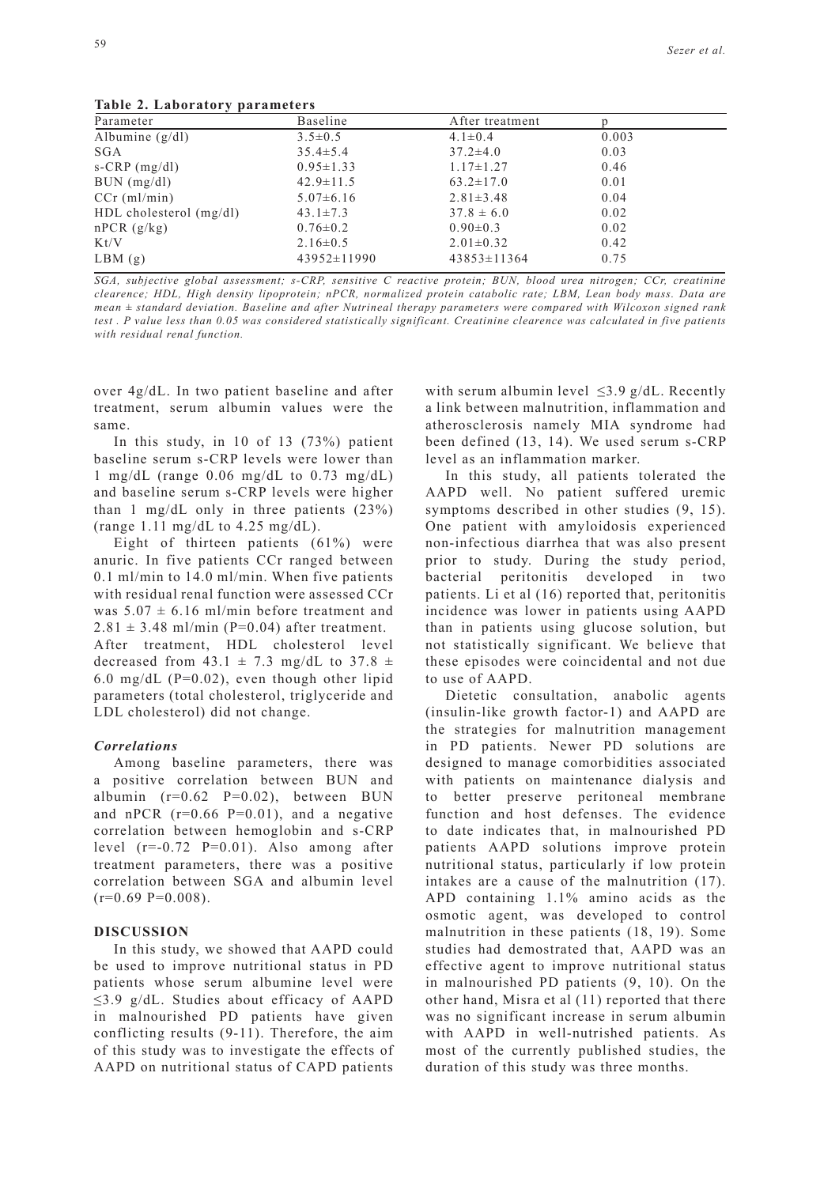**Table 2. Laboratory parameters**

| Parameter | Baseline | After treatment | p |
|---|---|---|---|
| Albumine (g/dl) | 3.5±0.5 | 4.1±0.4 | 0.003 |
| SGA | 35.4±5.4 | 37.2±4.0 | 0.03 |
| s-CRP (mg/dl) | 0.95±1.33 | 1.17±1.27 | 0.46 |
| BUN (mg/dl) | 42.9±11.5 | 63.2±17.0 | 0.01 |
| CCr (ml/min) | 5.07±6.16 | 2.81±3.48 | 0.04 |
| HDL cholesterol (mg/dl) | 43.1±7.3 | 37.8 ± 6.0 | 0.02 |
| nPCR (g/kg) | 0.76±0.2 | 0.90±0.3 | 0.02 |
| Kt/V | 2.16±0.5 | 2.01±0.32 | 0.42 |
| LBM (g) | 43952±11990 | 43853±11364 | 0.75 |

*SGA, subjective global assessment; s-CRP, sensitive C reactive protein; BUN, blood urea nitrogen; CCr, creatinine clearence; HDL, High density lipoprotein; nPCR, normalized protein catabolic rate; LBM, Lean body mass. Data are mean ± standard deviation. Baseline and after Nutrineal therapy parameters were compared with Wilcoxon signed rank test . P value less than 0.05 was considered statistically significant. Creatinine clearence was calculated in five patients with residual renal function.*

over 4g/dL. In two patient baseline and after treatment, serum albumin values were the same.

In this study, in 10 of 13 (73%) patient baseline serum s-CRP levels were lower than 1 mg/dL (range 0.06 mg/dL to 0.73 mg/dL) and baseline serum s-CRP levels were higher than 1 mg/dL only in three patients (23%) (range 1.11 mg/dL to 4.25 mg/dL).

Eight of thirteen patients (61%) were anuric. In five patients CCr ranged between 0.1 ml/min to 14.0 ml/min. When five patients with residual renal function were assessed CCr was 5.07 ± 6.16 ml/min before treatment and 2.81 ± 3.48 ml/min (P=0.04) after treatment. After treatment, HDL cholesterol level decreased from 43.1 ± 7.3 mg/dL to 37.8 ± 6.0 mg/dL (P=0.02), even though other lipid parameters (total cholesterol, triglyceride and LDL cholesterol) did not change.

### *Correlations*

Among baseline parameters, there was a positive correlation between BUN and albumin (r=0.62 P=0.02), between BUN and nPCR (r=0.66 P=0.01), and a negative correlation between hemoglobin and s-CRP level (r=-0.72 P=0.01). Also among after treatment parameters, there was a positive correlation between SGA and albumin level (r=0.69 P=0.008).

## DISCUSSION

In this study, we showed that AAPD could be used to improve nutritional status in PD patients whose serum albumine level were ≤3.9 g/dL. Studies about efficacy of AAPD in malnourished PD patients have given conflicting results (9-11). Therefore, the aim of this study was to investigate the effects of AAPD on nutritional status of CAPD patients with serum albumin level ≤3.9 g/dL. Recently a link between malnutrition, inflammation and atherosclerosis namely MIA syndrome had been defined (13, 14). We used serum s-CRP level as an inflammation marker.

In this study, all patients tolerated the AAPD well. No patient suffered uremic symptoms described in other studies (9, 15). One patient with amyloidosis experienced non-infectious diarrhea that was also present prior to study. During the study period, bacterial peritonitis developed in two patients. Li et al (16) reported that, peritonitis incidence was lower in patients using AAPD than in patients using glucose solution, but not statistically significant. We believe that these episodes were coincidental and not due to use of AAPD.

Dietetic consultation, anabolic agents (insulin-like growth factor-1) and AAPD are the strategies for malnutrition management in PD patients. Newer PD solutions are designed to manage comorbidities associated with patients on maintenance dialysis and to better preserve peritoneal membrane function and host defenses. The evidence to date indicates that, in malnourished PD patients AAPD solutions improve protein nutritional status, particularly if low protein intakes are a cause of the malnutrition (17). APD containing 1.1% amino acids as the osmotic agent, was developed to control malnutrition in these patients (18, 19). Some studies had demostrated that, AAPD was an effective agent to improve nutritional status in malnourished PD patients (9, 10). On the other hand, Misra et al (11) reported that there was no significant increase in serum albumin with AAPD in well-nutrished patients. As most of the currently published studies, the duration of this study was three months.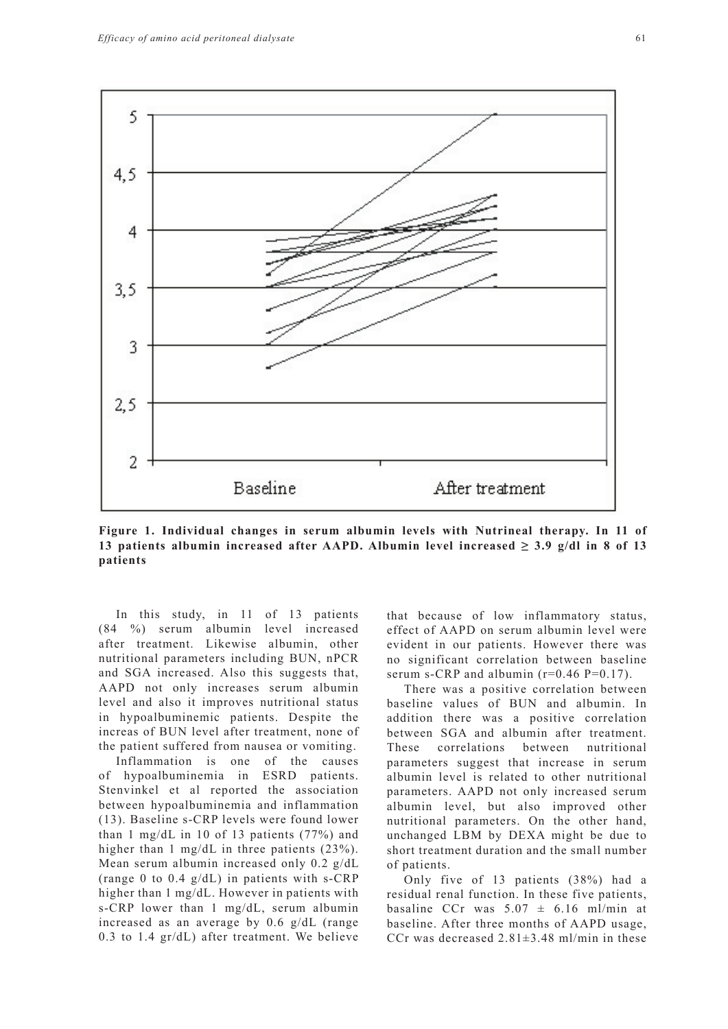**Figure 1. Individual changes in serum albumin levels with Nutrineal therapy. In 11 of 13 patients albumin increased after AAPD. Albumin level increased ≥ 3.9 g/dl in 8 of 13 patients**

In this study, in 11 of 13 patients (84 %) serum albumin level increased after treatment. Likewise albumin, other nutritional parameters including BUN, nPCR and SGA increased. Also this suggests that, AAPD not only increases serum albumin level and also it improves nutritional status in hypoalbuminemic patients. Despite the increas of BUN level after treatment, none of the patient suffered from nausea or vomiting.

Inflammation is one of the causes of hypoalbuminemia in ESRD patients. Stenvinkel et al reported the association between hypoalbuminemia and inflammation (13). Baseline s-CRP levels were found lower than 1 mg/dL in 10 of 13 patients (77%) and higher than 1 mg/dL in three patients (23%). Mean serum albumin increased only 0.2 g/dL (range 0 to 0.4 g/dL) in patients with s-CRP higher than 1 mg/dL. However in patients with s-CRP lower than 1 mg/dL, serum albumin increased as an average by 0.6 g/dL (range 0.3 to 1.4 gr/dL) after treatment. We believe that because of low inflammatory status, effect of AAPD on serum albumin level were evident in our patients. However there was no significant correlation between baseline serum s-CRP and albumin ($r=0.46$ $P=0.17$).

There was a positive correlation between baseline values of BUN and albumin. In addition there was a positive correlation between SGA and albumin after treatment. These correlations between nutritional parameters suggest that increase in serum albumin level is related to other nutritional parameters. AAPD not only increased serum albumin level, but also improved other nutritional parameters. On the other hand, unchanged LBM by DEXA might be due to short treatment duration and the small number of patients.

Only five of 13 patients (38%) had a residual renal function. In these five patients, basaline CCr was $5.07 \pm 6.16$ ml/min at baseline. After three months of AAPD usage, CCr was decreased $2.81 \pm 3.48$ ml/min in these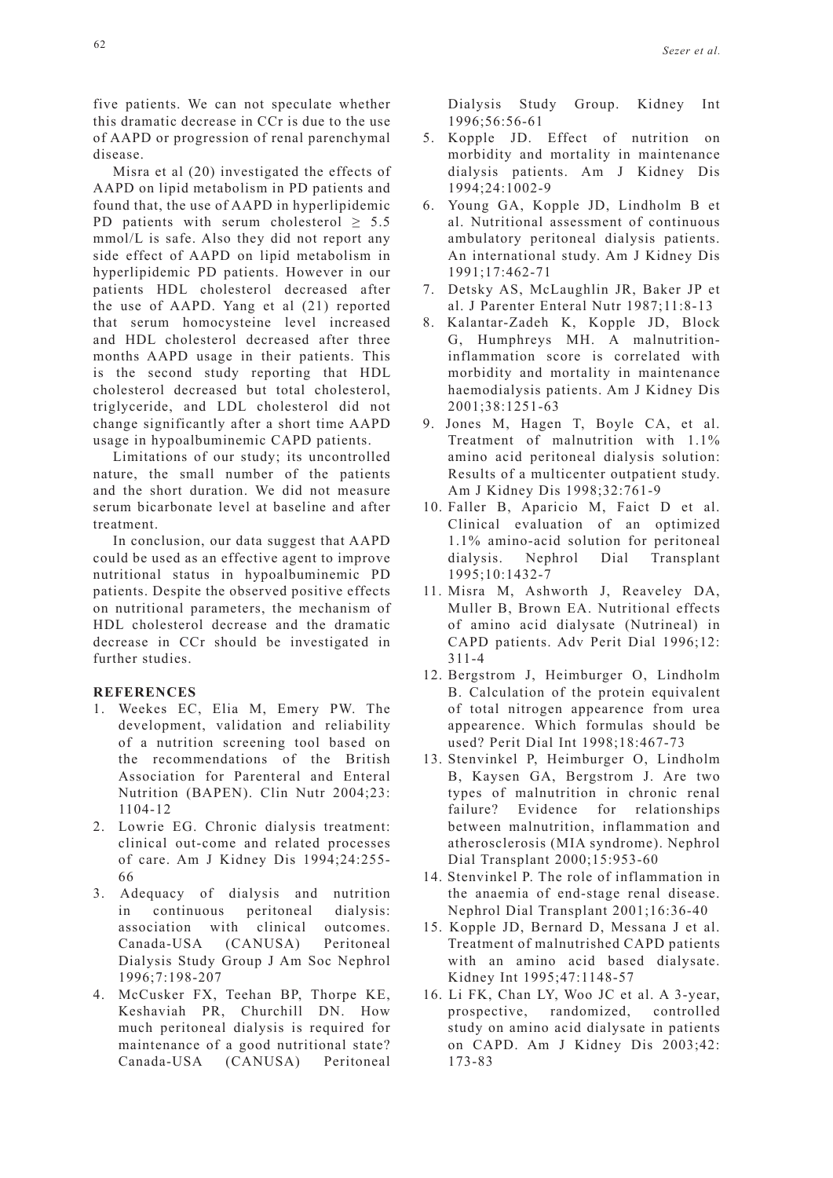five patients. We can not speculate whether this dramatic decrease in CCr is due to the use of AAPD or progression of renal parenchymal disease.

Misra et al (20) investigated the effects of AAPD on lipid metabolism in PD patients and found that, the use of AAPD in hyperlipidemic PD patients with serum cholesterol $\geq$ 5.5 mmol/L is safe. Also they did not report any side effect of AAPD on lipid metabolism in hyperlipidemic PD patients. However in our patients HDL cholesterol decreased after the use of AAPD. Yang et al (21) reported that serum homocysteine level increased and HDL cholesterol decreased after three months AAPD usage in their patients. This is the second study reporting that HDL cholesterol decreased but total cholesterol, triglyceride, and LDL cholesterol did not change significantly after a short time AAPD usage in hypoalbuminemic CAPD patients.

Limitations of our study; its uncontrolled nature, the small number of the patients and the short duration. We did not measure serum bicarbonate level at baseline and after treatment.

In conclusion, our data suggest that AAPD could be used as an effective agent to improve nutritional status in hypoalbuminemic PD patients. Despite the observed positive effects on nutritional parameters, the mechanism of HDL cholesterol decrease and the dramatic decrease in CCr should be investigated in further studies.

## REFERENCES

1. Weekes EC, Elia M, Emery PW. The development, validation and reliability of a nutrition screening tool based on the recommendations of the British Association for Parenteral and Enteral Nutrition (BAPEN). Clin Nutr 2004;23: 1104-12
2. Lowrie EG. Chronic dialysis treatment: clinical out-come and related processes of care. Am J Kidney Dis 1994;24:255-66
3. Adequacy of dialysis and nutrition in continuous peritoneal dialysis: association with clinical outcomes. Canada-USA (CANUSA) Peritoneal Dialysis Study Group J Am Soc Nephrol 1996;7:198-207
4. McCusker FX, Teehan BP, Thorpe KE, Keshaviah PR, Churchill DN. How much peritoneal dialysis is required for maintenance of a good nutritional state? Canada-USA (CANUSA) Peritoneal Dialysis Study Group. Kidney Int 1996;56:56-61
5. Kopple JD. Effect of nutrition on morbidity and mortality in maintenance dialysis patients. Am J Kidney Dis 1994;24:1002-9
6. Young GA, Kopple JD, Lindholm B et al. Nutritional assessment of continuous ambulatory peritoneal dialysis patients. An international study. Am J Kidney Dis 1991;17:462-71
7. Detsky AS, McLaughlin JR, Baker JP et al. J Parenter Enteral Nutr 1987;11:8-13
8. Kalantar-Zadeh K, Kopple JD, Block G, Humphreys MH. A malnutrition-inflammation score is correlated with morbidity and mortality in maintenance haemodialysis patients. Am J Kidney Dis 2001;38:1251-63
9. Jones M, Hagen T, Boyle CA, et al. Treatment of malnutrition with 1.1% amino acid peritoneal dialysis solution: Results of a multicenter outpatient study. Am J Kidney Dis 1998;32:761-9
10. Faller B, Aparicio M, Faict D et al. Clinical evaluation of an optimized 1.1% amino-acid solution for peritoneal dialysis. Nephrol Dial Transplant 1995;10:1432-7
11. Misra M, Ashworth J, Reaveley DA, Muller B, Brown EA. Nutritional effects of amino acid dialysate (Nutrineal) in CAPD patients. Adv Perit Dial 1996;12: 311-4
12. Bergstrom J, Heimburger O, Lindholm B. Calculation of the protein equivalent of total nitrogen appearence from urea appearence. Which formulas should be used? Perit Dial Int 1998;18:467-73
13. Stenvinkel P, Heimburger O, Lindholm B, Kaysen GA, Bergstrom J. Are two types of malnutrition in chronic renal failure? Evidence for relationships between malnutrition, inflammation and atherosclerosis (MIA syndrome). Nephrol Dial Transplant 2000;15:953-60
14. Stenvinkel P. The role of inflammation in the anaemia of end-stage renal disease. Nephrol Dial Transplant 2001;16:36-40
15. Kopple JD, Bernard D, Messana J et al. Treatment of malnutrished CAPD patients with an amino acid based dialysate. Kidney Int 1995;47:1148-57
16. Li FK, Chan LY, Woo JC et al. A 3-year, prospective, randomized, controlled study on amino acid dialysate in patients on CAPD. Am J Kidney Dis 2003;42: 173-83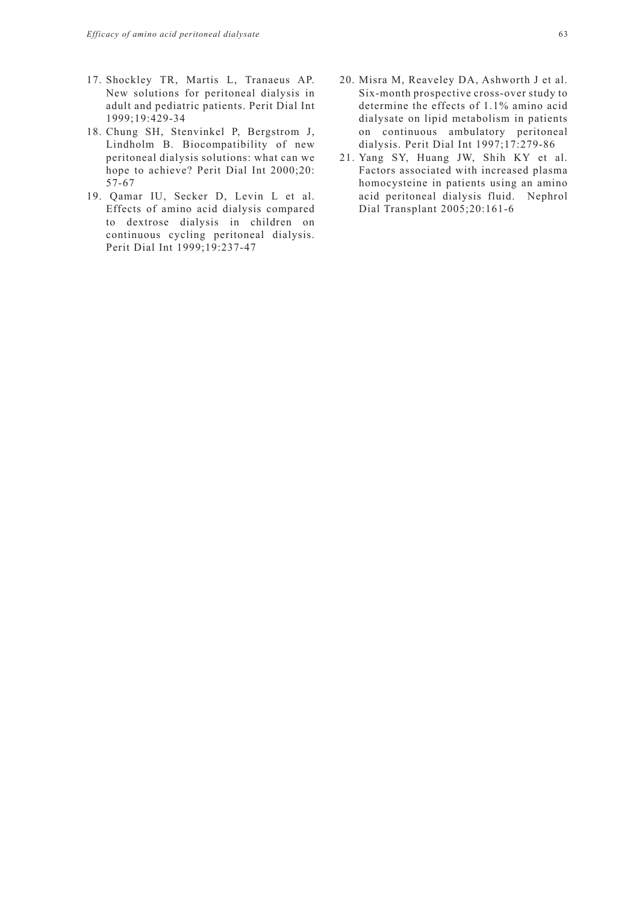17. Shockley TR, Martis L, Tranaeus AP. New solutions for peritoneal dialysis in adult and pediatric patients. Perit Dial Int 1999;19:429-34
18. Chung SH, Stenvinkel P, Bergstrom J, Lindholm B. Biocompatibility of new peritoneal dialysis solutions: what can we hope to achieve? Perit Dial Int 2000;20: 57-67
19. Qamar IU, Secker D, Levin L et al. Effects of amino acid dialysis compared to dextrose dialysis in children on continuous cycling peritoneal dialysis. Perit Dial Int 1999;19:237-47
20. Misra M, Reaveley DA, Ashworth J et al. Six-month prospective cross-over study to determine the effects of 1.1% amino acid dialysate on lipid metabolism in patients on continuous ambulatory peritoneal dialysis. Perit Dial Int 1997;17:279-86
21. Yang SY, Huang JW, Shih KY et al. Factors associated with increased plasma homocysteine in patients using an amino acid peritoneal dialysis fluid. Nephrol Dial Transplant 2005;20:161-6